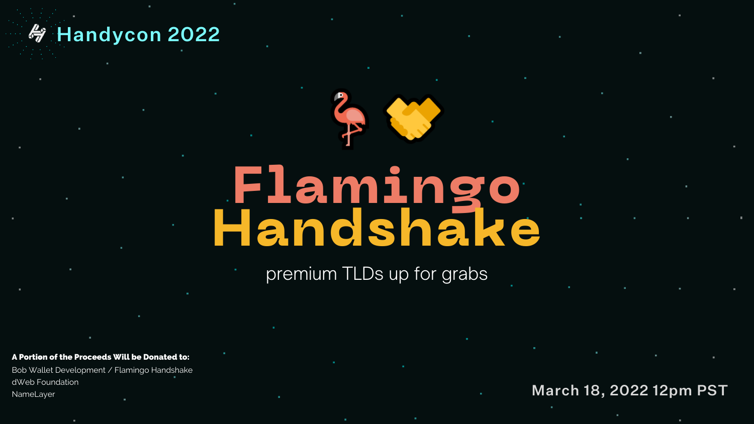Handycon 2022

# Flamingo Handshake

premium TLDs up for grabs

**A Portion of the Proceeds Will be Donated to:**

Bob Wallet Development / Flamingo Handshake
dWeb Foundation
NameLayer

March 18, 2022 12pm PST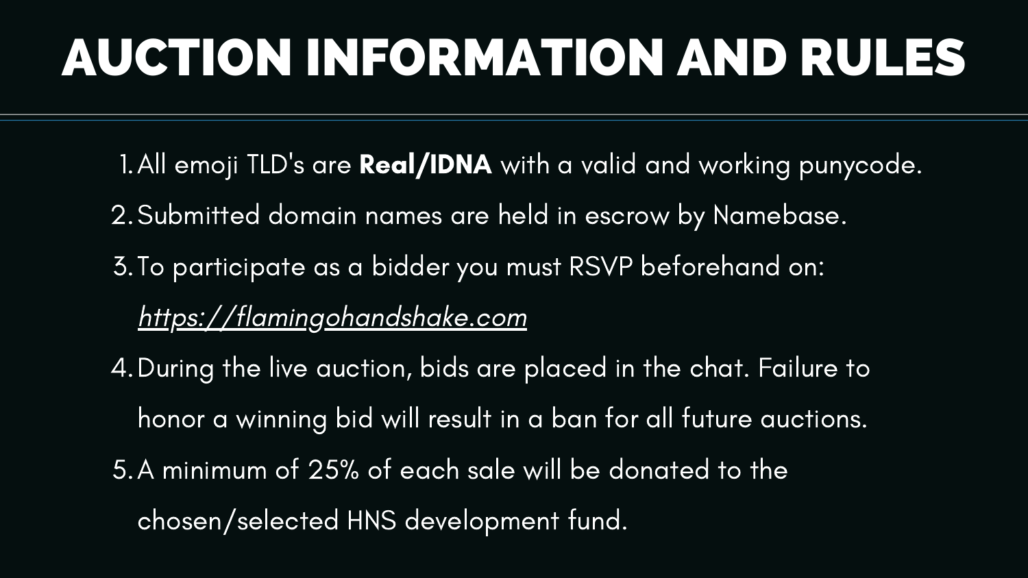# AUCTION INFORMATION AND RULES

1. All emoji TLD's are **Real/IDNA** with a valid and working punycode.
2. Submitted domain names are held in escrow by Namebase.
3. To participate as a bidder you must RSVP beforehand on: *https://flamingohandshake.com*
4. During the live auction, bids are placed in the chat. Failure to honor a winning bid will result in a ban for all future auctions.
5. A minimum of 25% of each sale will be donated to the chosen/selected HNS development fund.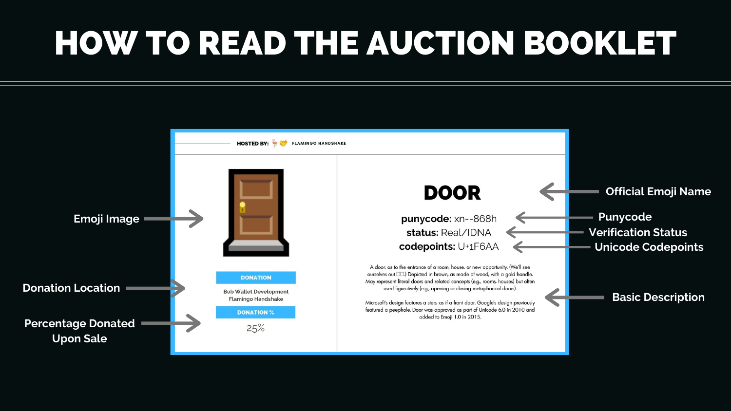# HOW TO READ THE AUCTION BOOKLET

**HOSTED BY:** 🦩🤝 FLAMINGO HANDSHAKE

Emoji Image

# DOOR

Official Emoji Name

**punycode:** xn--868h — Punycode

**status:** Real/IDNA — Verification Status

**codepoints:** U+1F6AA — Unicode Codepoints

**DONATION**

Bob Wallet Development
Flamingo Handshake

Donation Location

**DONATION %**

25%

Percentage Donated Upon Sale

A door, as to the entrance of a room, house, or new opportunity. (We'll see ourselves out 🚪🚶.) Depicted in brown, as made of wood, with a gold handle. May represent literal doors and related concepts (e.g., rooms, houses) but often used figuratively (e.g., opening or closing metaphorical doors).

Microsoft's design features a step, as if a front door. Google's design previously featured a peephole. Door was approved as part of Unicode 6.0 in 2010 and added to Emoji 1.0 in 2015.

Basic Description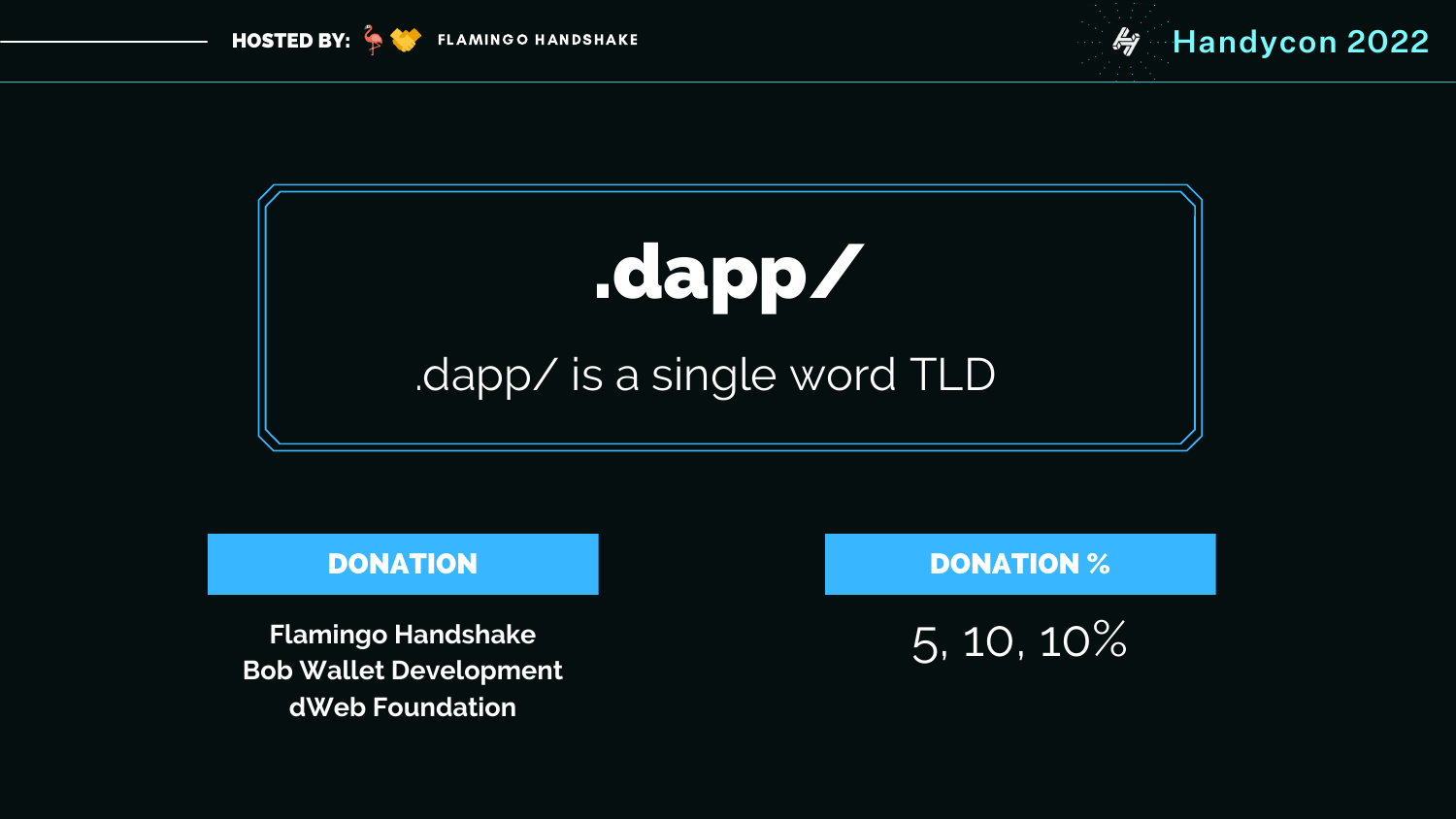# .dapp/

.dapp/ is a single word TLD

| DONATION | DONATION % |
| --- | --- |
| Flamingo Handshake<br>Bob Wallet Development<br>dWeb Foundation | 5, 10, 10% |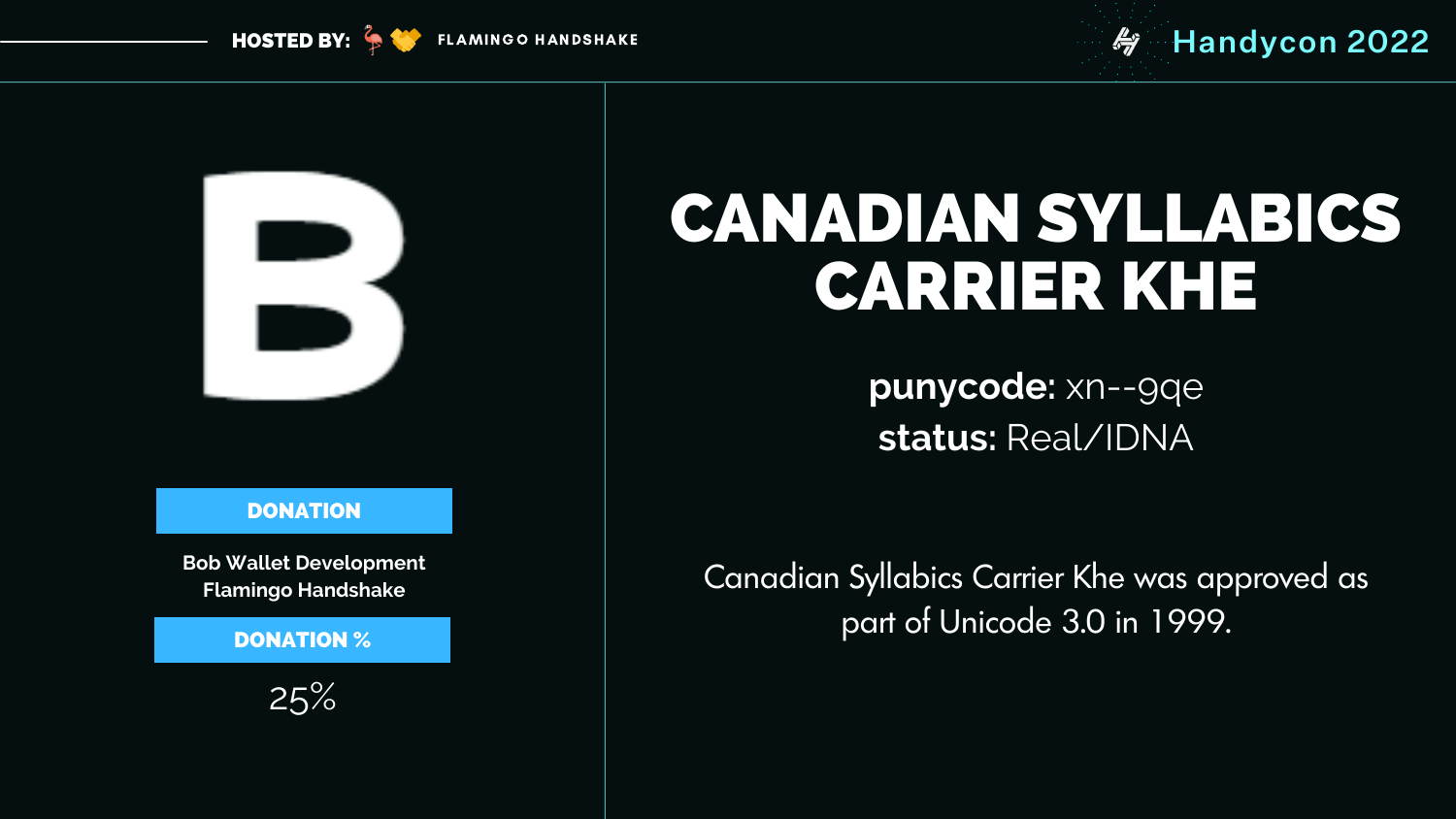# CANADIAN SYLLABICS CARRIER KHE

**punycode:** xn--9qe
**status:** Real/IDNA

Canadian Syllabics Carrier Khe was approved as part of Unicode 3.0 in 1999.

**DONATION**

Bob Wallet Development
Flamingo Handshake

**DONATION %**

25%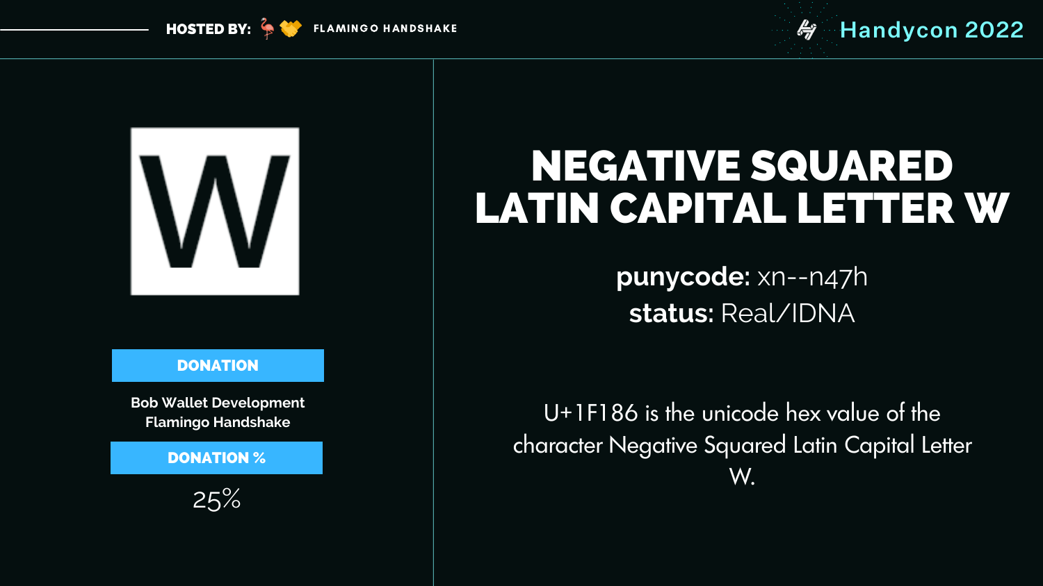# NEGATIVE SQUARED LATIN CAPITAL LETTER W

**punycode:** xn--n47h
**status:** Real/IDNA

U+1F186 is the unicode hex value of the character Negative Squared Latin Capital Letter W.

**DONATION**

Bob Wallet Development
Flamingo Handshake

**DONATION %**

25%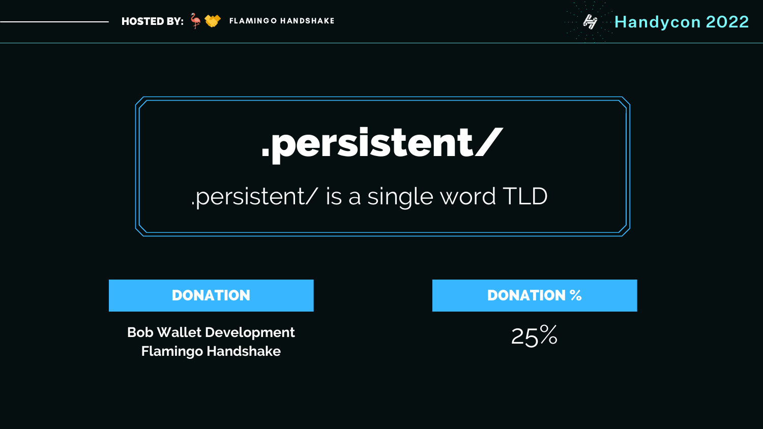# .persistent/

.persistent/ is a single word TLD

| DONATION | DONATION % |
| --- | --- |
| Bob Wallet Development<br>Flamingo Handshake | 25% |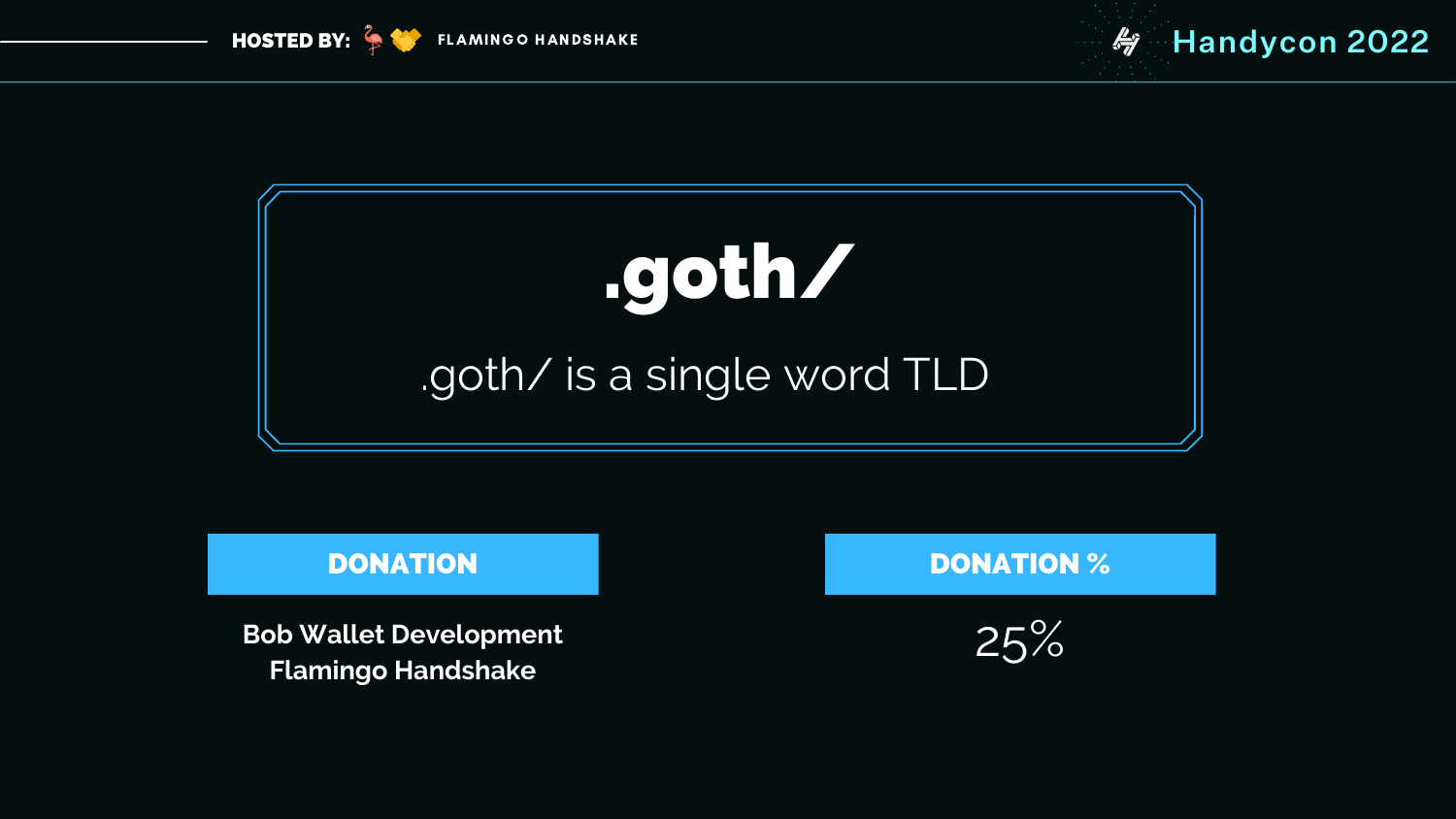# .goth/

.goth/ is a single word TLD

| DONATION | DONATION % |
| --- | --- |
| Bob Wallet Development<br>Flamingo Handshake | 25% |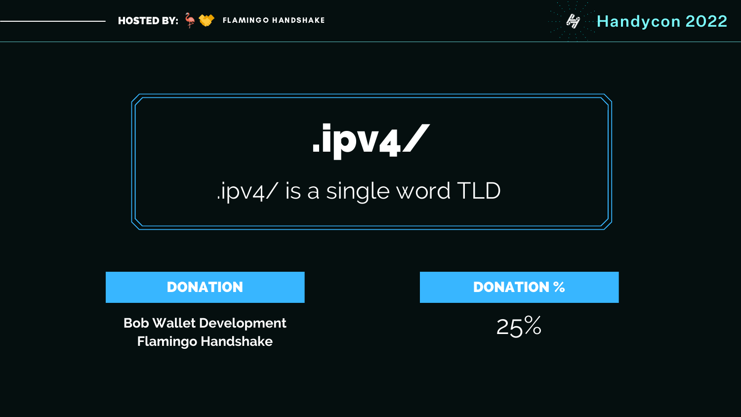# .ipv4/

.ipv4/ is a single word TLD

| DONATION | DONATION % |
| --- | --- |
| Bob Wallet Development<br>Flamingo Handshake | 25% |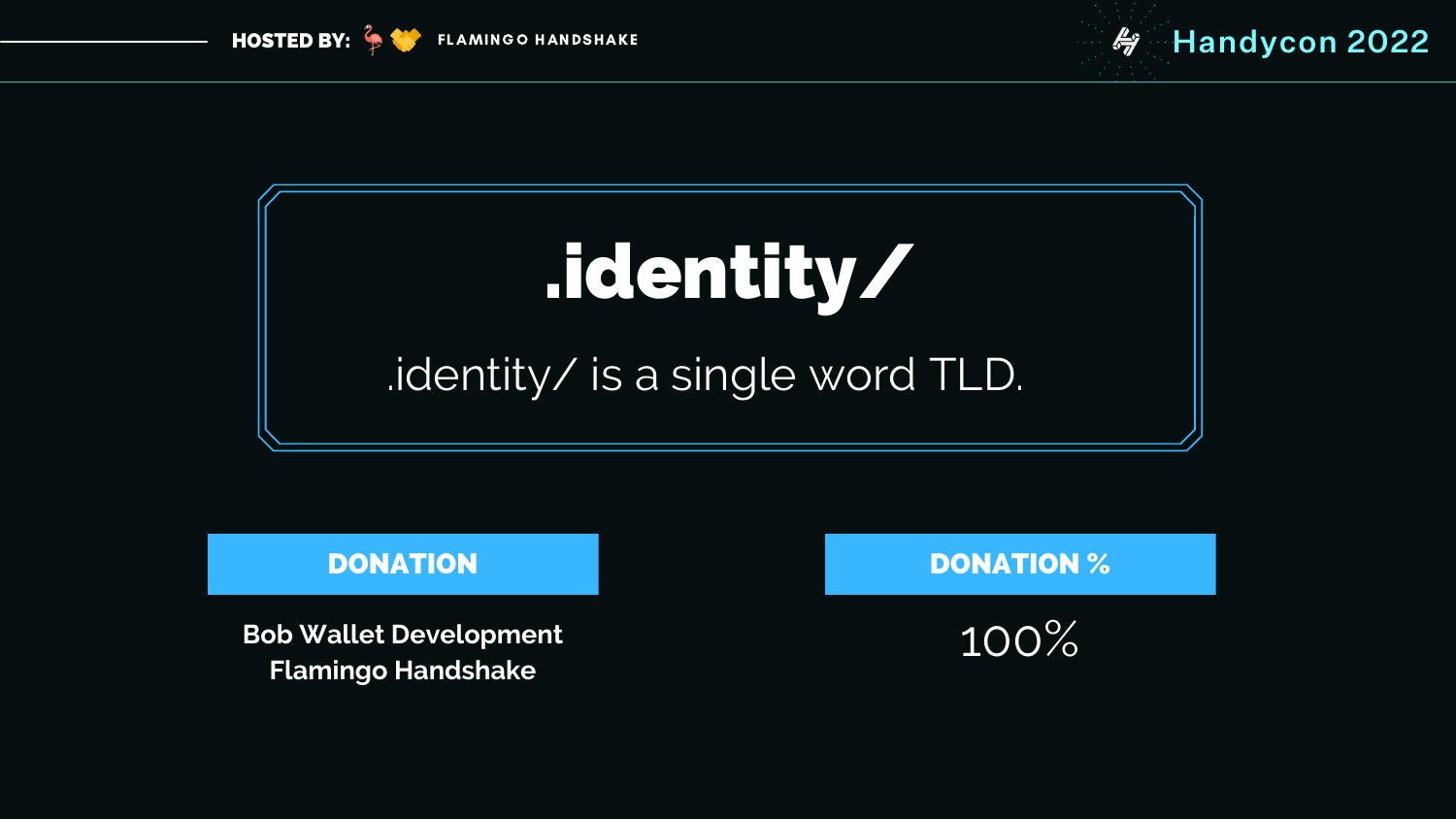# .identity/

.identity/ is a single word TLD.

| DONATION | DONATION % |
| --- | --- |
| Bob Wallet Development<br>Flamingo Handshake | 100% |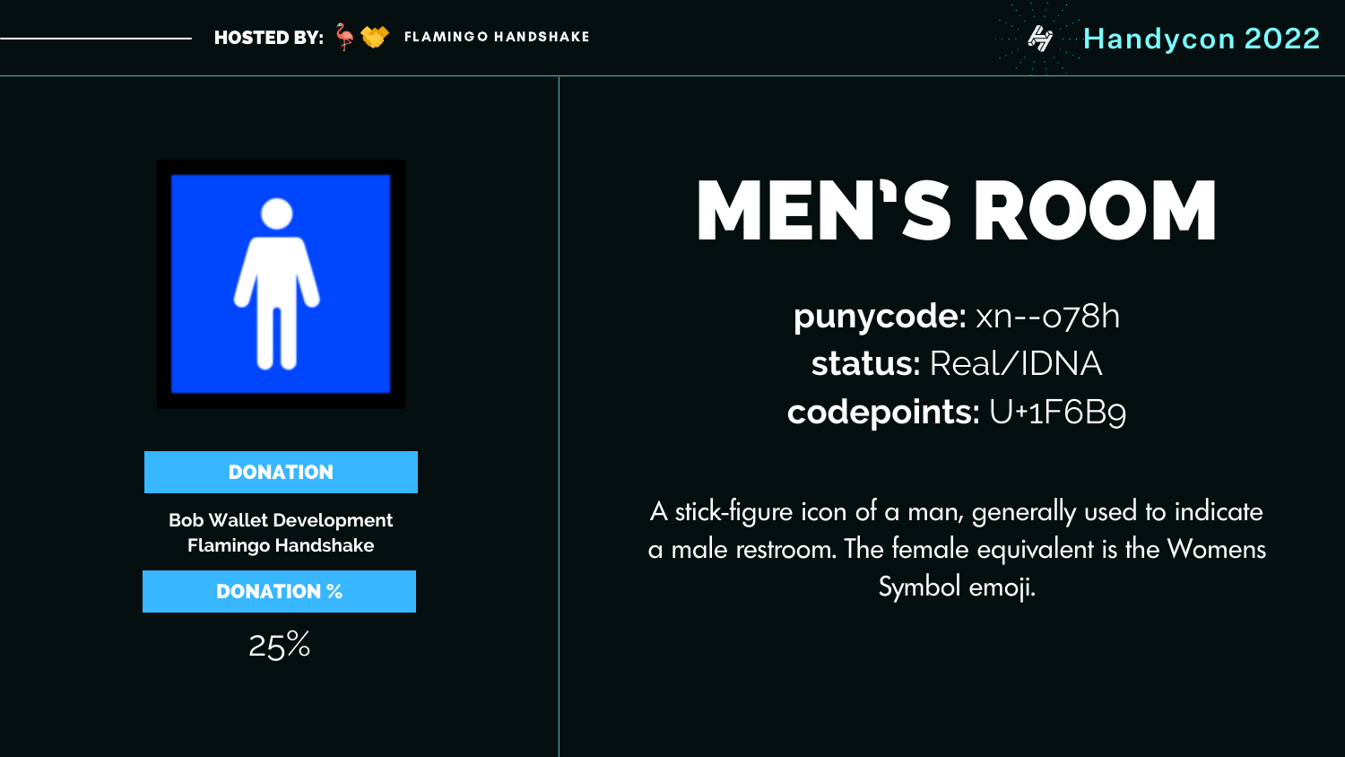# MEN'S ROOM

**punycode:** xn--o78h
**status:** Real/IDNA
**codepoints:** U+1F6B9

A stick-figure icon of a man, generally used to indicate a male restroom. The female equivalent is the Womens Symbol emoji.

**DONATION**

Bob Wallet Development
Flamingo Handshake

**DONATION %**

25%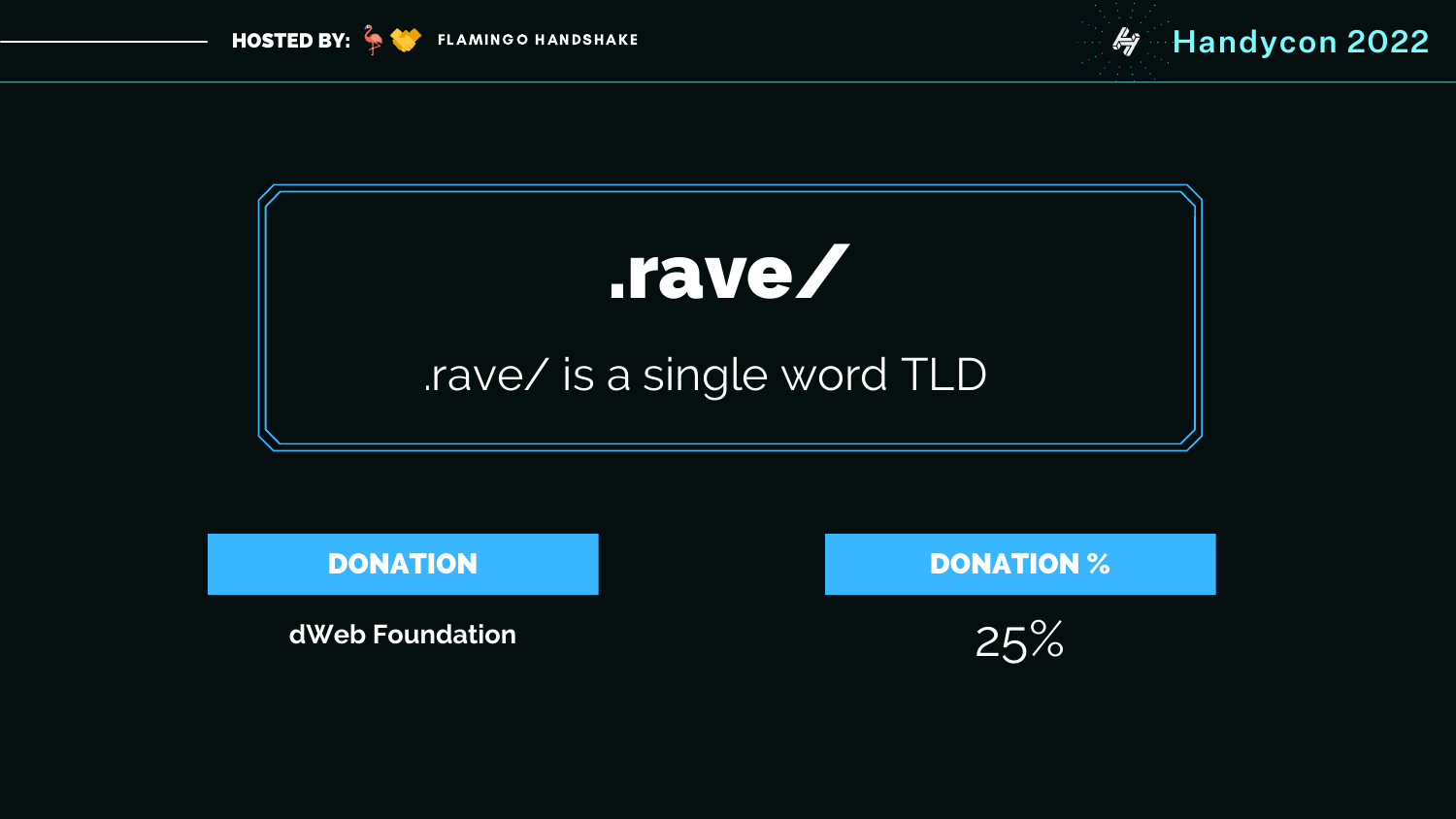# .rave/

.rave/ is a single word TLD

| DONATION | DONATION % |
| --- | --- |
| dWeb Foundation | 25% |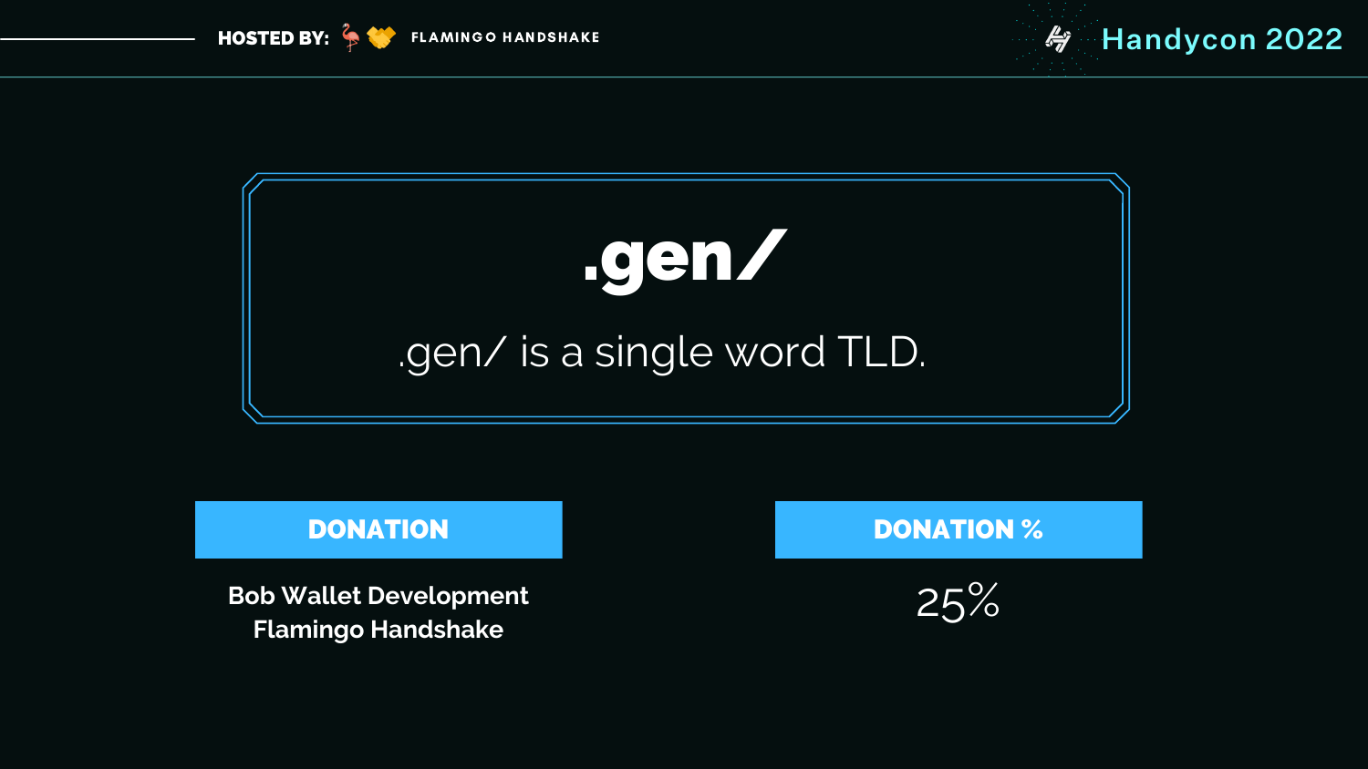# .gen/

.gen/ is a single word TLD.

| DONATION | DONATION % |
| --- | --- |
| Bob Wallet Development<br>Flamingo Handshake | 25% |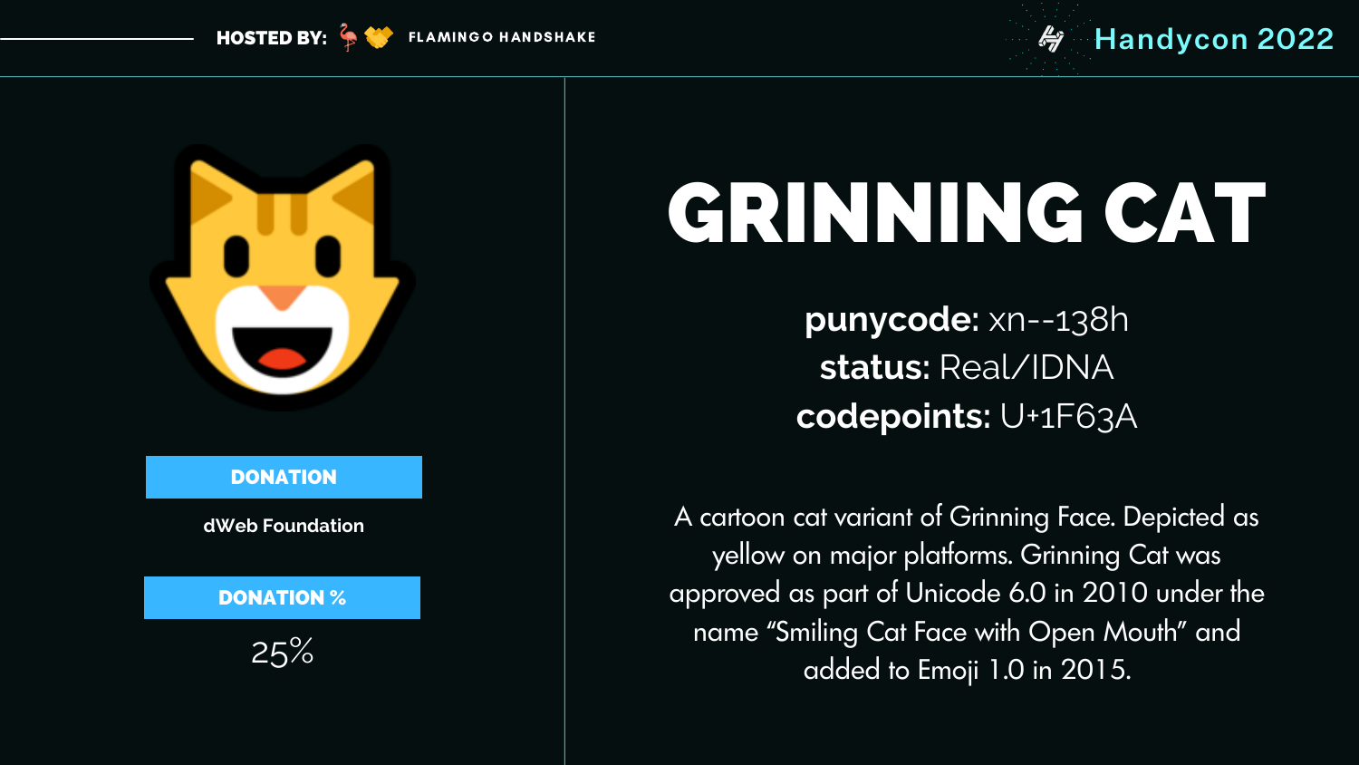HOSTED BY: FLAMINGO HANDSHAKE

Handycon 2022

# GRINNING CAT

**punycode:** xn--138h
**status:** Real/IDNA
**codepoints:** U+1F63A

A cartoon cat variant of Grinning Face. Depicted as yellow on major platforms. Grinning Cat was approved as part of Unicode 6.0 in 2010 under the name "Smiling Cat Face with Open Mouth" and added to Emoji 1.0 in 2015.

**DONATION**

dWeb Foundation

**DONATION %**

25%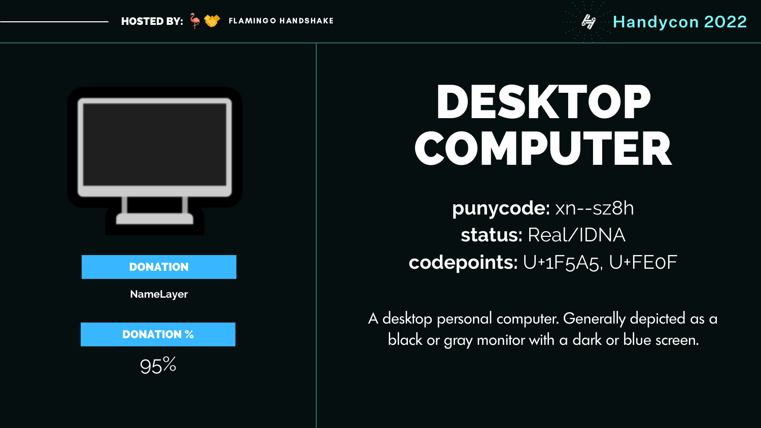HOSTED BY: 🦩🤝 FLAMINGO HANDSHAKE

Handycon 2022

**DONATION**

NameLayer

**DONATION %**

95%

# DESKTOP COMPUTER

**punycode:** xn--sz8h
**status:** Real/IDNA
**codepoints:** U+1F5A5, U+FE0F

A desktop personal computer. Generally depicted as a black or gray monitor with a dark or blue screen.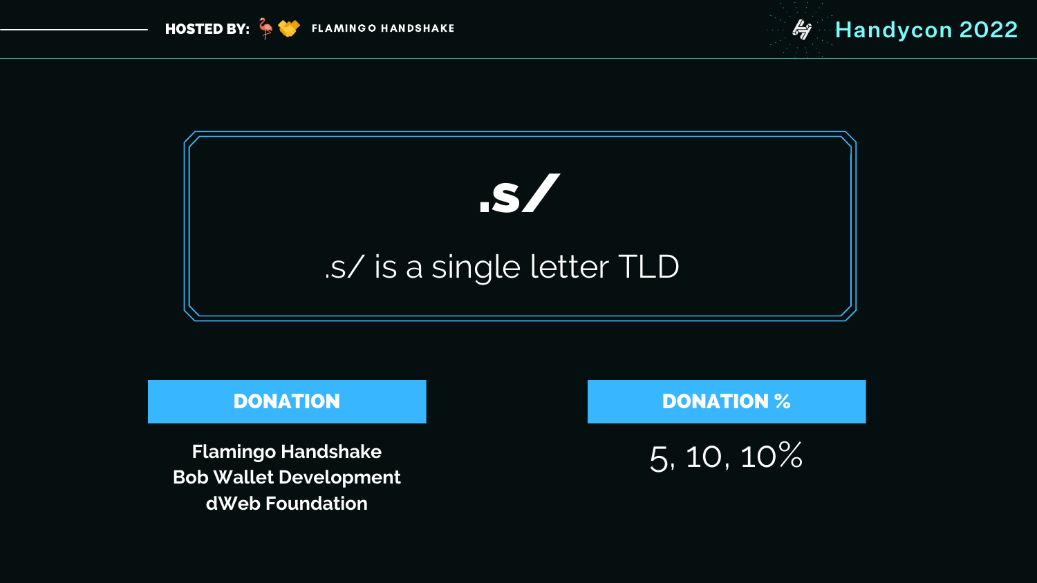# .s/

.s/ is a single letter TLD

| DONATION | DONATION % |
| --- | --- |
| Flamingo Handshake<br>Bob Wallet Development<br>dWeb Foundation | 5, 10, 10% |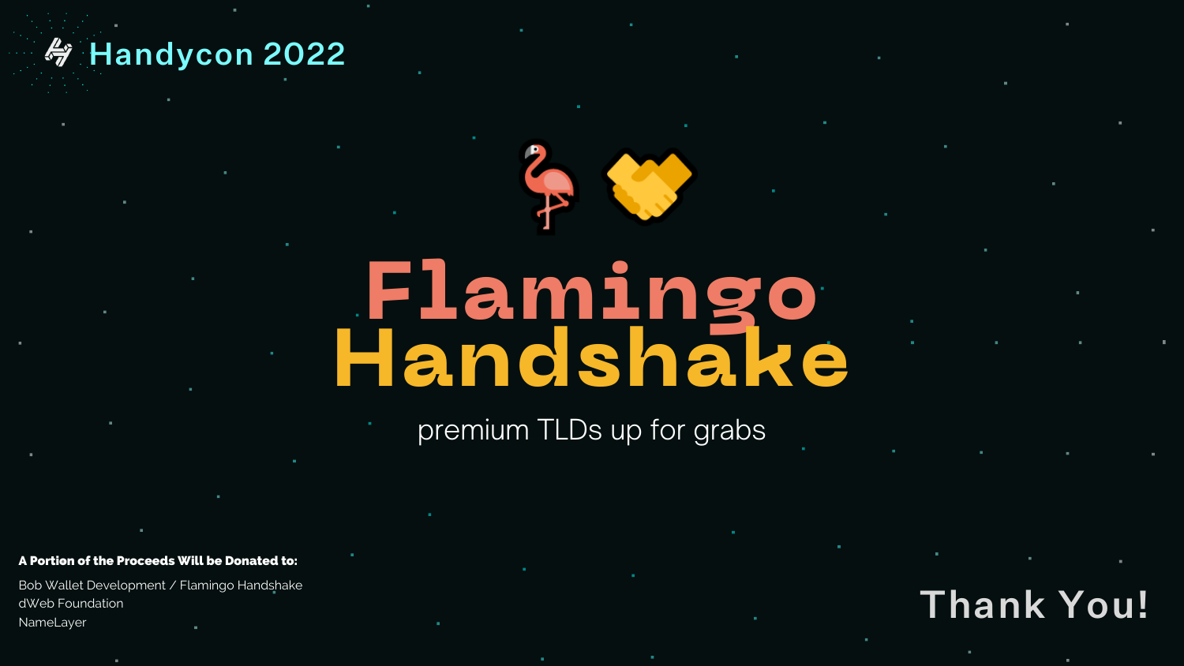Handycon 2022

# Flamingo Handshake

premium TLDs up for grabs

**A Portion of the Proceeds Will be Donated to:**

Bob Wallet Development / Flamingo Handshake
dWeb Foundation
NameLayer

Thank You!